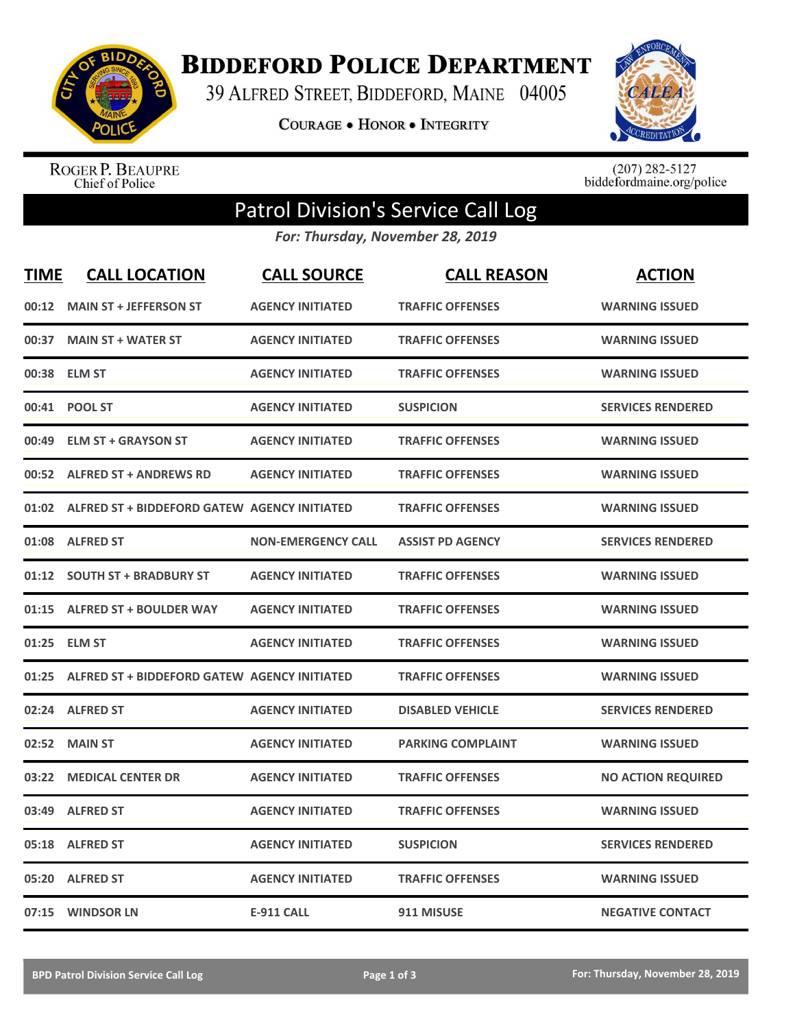# BIDDEFORD POLICE DEPARTMENT

39 ALFRED STREET, BIDDEFORD, MAINE 04005

COURAGE • HONOR • INTEGRITY

ROGER P. BEAUPRE
Chief of Police

(207) 282-5127
biddefordmaine.org/police

## Patrol Division's Service Call Log

*For: Thursday, November 28, 2019*

| TIME | CALL LOCATION | CALL SOURCE | CALL REASON | ACTION |
|---|---|---|---|---|
| 00:12 | MAIN ST + JEFFERSON ST | AGENCY INITIATED | TRAFFIC OFFENSES | WARNING ISSUED |
| 00:37 | MAIN ST + WATER ST | AGENCY INITIATED | TRAFFIC OFFENSES | WARNING ISSUED |
| 00:38 | ELM ST | AGENCY INITIATED | TRAFFIC OFFENSES | WARNING ISSUED |
| 00:41 | POOL ST | AGENCY INITIATED | SUSPICION | SERVICES RENDERED |
| 00:49 | ELM ST + GRAYSON ST | AGENCY INITIATED | TRAFFIC OFFENSES | WARNING ISSUED |
| 00:52 | ALFRED ST + ANDREWS RD | AGENCY INITIATED | TRAFFIC OFFENSES | WARNING ISSUED |
| 01:02 | ALFRED ST + BIDDEFORD GATEW | AGENCY INITIATED | TRAFFIC OFFENSES | WARNING ISSUED |
| 01:08 | ALFRED ST | NON-EMERGENCY CALL | ASSIST PD AGENCY | SERVICES RENDERED |
| 01:12 | SOUTH ST + BRADBURY ST | AGENCY INITIATED | TRAFFIC OFFENSES | WARNING ISSUED |
| 01:15 | ALFRED ST + BOULDER WAY | AGENCY INITIATED | TRAFFIC OFFENSES | WARNING ISSUED |
| 01:25 | ELM ST | AGENCY INITIATED | TRAFFIC OFFENSES | WARNING ISSUED |
| 01:25 | ALFRED ST + BIDDEFORD GATEW | AGENCY INITIATED | TRAFFIC OFFENSES | WARNING ISSUED |
| 02:24 | ALFRED ST | AGENCY INITIATED | DISABLED VEHICLE | SERVICES RENDERED |
| 02:52 | MAIN ST | AGENCY INITIATED | PARKING COMPLAINT | WARNING ISSUED |
| 03:22 | MEDICAL CENTER DR | AGENCY INITIATED | TRAFFIC OFFENSES | NO ACTION REQUIRED |
| 03:49 | ALFRED ST | AGENCY INITIATED | TRAFFIC OFFENSES | WARNING ISSUED |
| 05:18 | ALFRED ST | AGENCY INITIATED | SUSPICION | SERVICES RENDERED |
| 05:20 | ALFRED ST | AGENCY INITIATED | TRAFFIC OFFENSES | WARNING ISSUED |
| 07:15 | WINDSOR LN | E-911 CALL | 911 MISUSE | NEGATIVE CONTACT |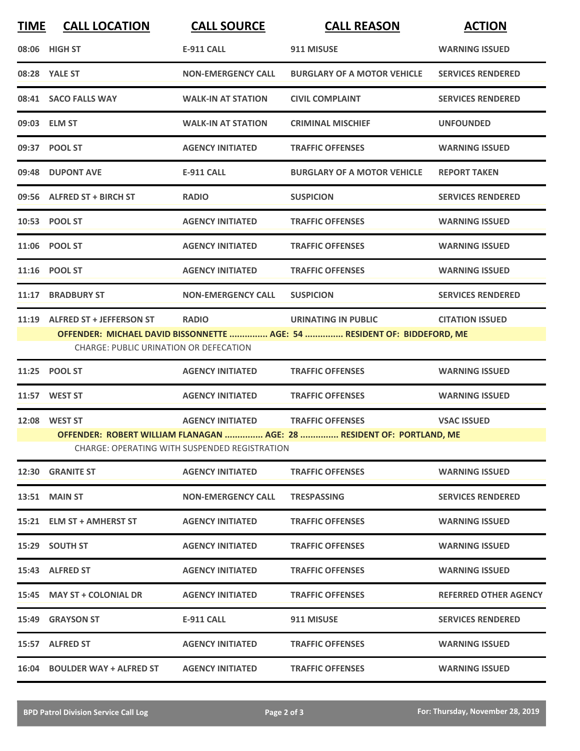| TIME | CALL LOCATION | CALL SOURCE | CALL REASON | ACTION |
|---|---|---|---|---|
| 08:06 | HIGH ST | E-911 CALL | 911 MISUSE | WARNING ISSUED |
| 08:28 | YALE ST | NON-EMERGENCY CALL | BURGLARY OF A MOTOR VEHICLE | SERVICES RENDERED |
| 08:41 | SACO FALLS WAY | WALK-IN AT STATION | CIVIL COMPLAINT | SERVICES RENDERED |
| 09:03 | ELM ST | WALK-IN AT STATION | CRIMINAL MISCHIEF | UNFOUNDED |
| 09:37 | POOL ST | AGENCY INITIATED | TRAFFIC OFFENSES | WARNING ISSUED |
| 09:48 | DUPONT AVE | E-911 CALL | BURGLARY OF A MOTOR VEHICLE | REPORT TAKEN |
| 09:56 | ALFRED ST + BIRCH ST | RADIO | SUSPICION | SERVICES RENDERED |
| 10:53 | POOL ST | AGENCY INITIATED | TRAFFIC OFFENSES | WARNING ISSUED |
| 11:06 | POOL ST | AGENCY INITIATED | TRAFFIC OFFENSES | WARNING ISSUED |
| 11:16 | POOL ST | AGENCY INITIATED | TRAFFIC OFFENSES | WARNING ISSUED |
| 11:17 | BRADBURY ST | NON-EMERGENCY CALL | SUSPICION | SERVICES RENDERED |
| 11:19 | ALFRED ST + JEFFERSON ST | RADIO | URINATING IN PUBLIC | CITATION ISSUED |
| | OFFENDER: MICHAEL DAVID BISSONNETTE ............... AGE: 54 ............... RESIDENT OF: BIDDEFORD, ME | | | |
| | CHARGE: PUBLIC URINATION OR DEFECATION | | | |
| 11:25 | POOL ST | AGENCY INITIATED | TRAFFIC OFFENSES | WARNING ISSUED |
| 11:57 | WEST ST | AGENCY INITIATED | TRAFFIC OFFENSES | WARNING ISSUED |
| 12:08 | WEST ST | AGENCY INITIATED | TRAFFIC OFFENSES | VSAC ISSUED |
| | OFFENDER: ROBERT WILLIAM FLANAGAN ............... AGE: 28 ............... RESIDENT OF: PORTLAND, ME | | | |
| | CHARGE: OPERATING WITH SUSPENDED REGISTRATION | | | |
| 12:30 | GRANITE ST | AGENCY INITIATED | TRAFFIC OFFENSES | WARNING ISSUED |
| 13:51 | MAIN ST | NON-EMERGENCY CALL | TRESPASSING | SERVICES RENDERED |
| 15:21 | ELM ST + AMHERST ST | AGENCY INITIATED | TRAFFIC OFFENSES | WARNING ISSUED |
| 15:29 | SOUTH ST | AGENCY INITIATED | TRAFFIC OFFENSES | WARNING ISSUED |
| 15:43 | ALFRED ST | AGENCY INITIATED | TRAFFIC OFFENSES | WARNING ISSUED |
| 15:45 | MAY ST + COLONIAL DR | AGENCY INITIATED | TRAFFIC OFFENSES | REFERRED OTHER AGENCY |
| 15:49 | GRAYSON ST | E-911 CALL | 911 MISUSE | SERVICES RENDERED |
| 15:57 | ALFRED ST | AGENCY INITIATED | TRAFFIC OFFENSES | WARNING ISSUED |
| 16:04 | BOULDER WAY + ALFRED ST | AGENCY INITIATED | TRAFFIC OFFENSES | WARNING ISSUED |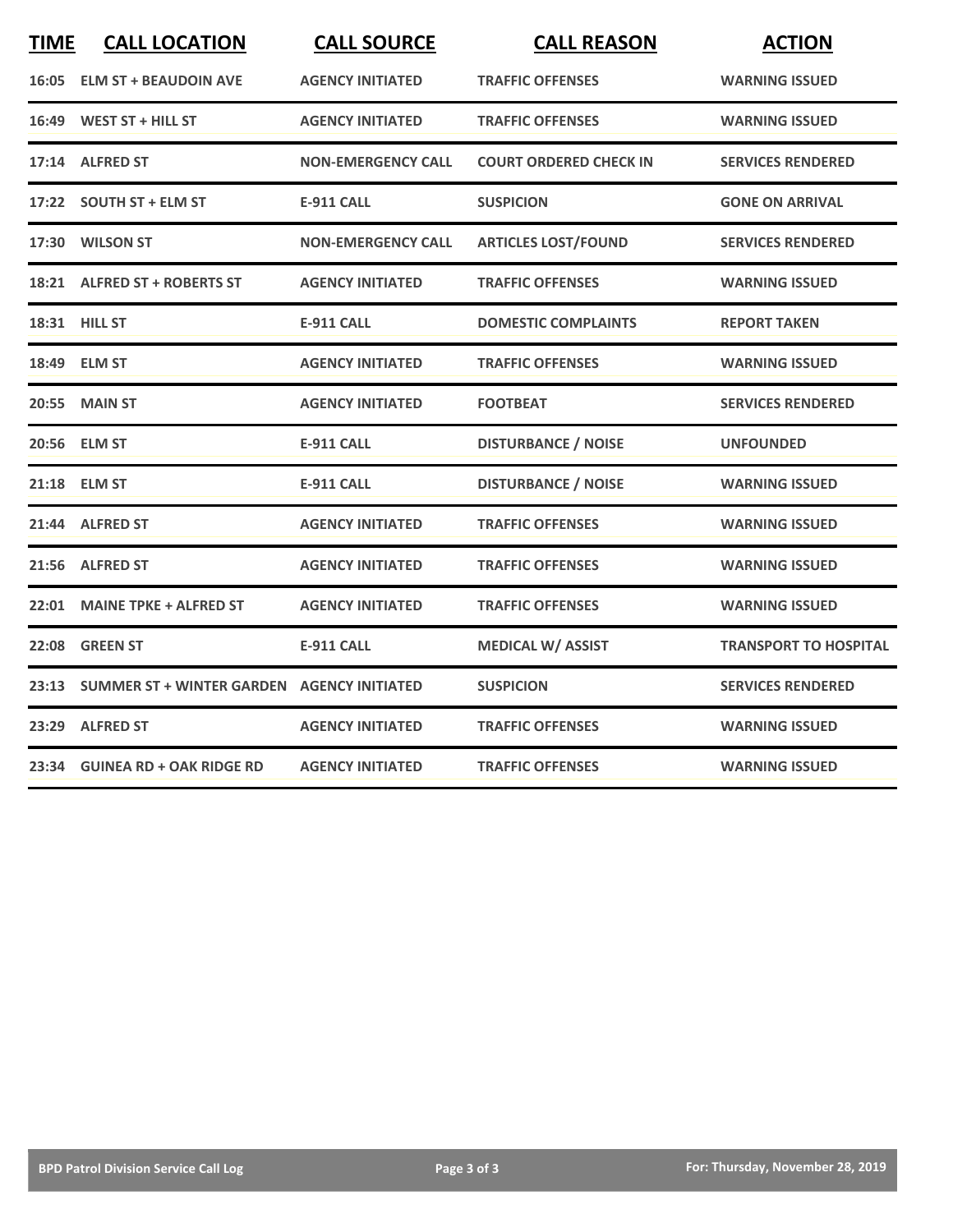| TIME | CALL LOCATION | CALL SOURCE | CALL REASON | ACTION |
|---|---|---|---|---|
| 16:05 | ELM ST + BEAUDOIN AVE | AGENCY INITIATED | TRAFFIC OFFENSES | WARNING ISSUED |
| 16:49 | WEST ST + HILL ST | AGENCY INITIATED | TRAFFIC OFFENSES | WARNING ISSUED |
| 17:14 | ALFRED ST | NON-EMERGENCY CALL | COURT ORDERED CHECK IN | SERVICES RENDERED |
| 17:22 | SOUTH ST + ELM ST | E-911 CALL | SUSPICION | GONE ON ARRIVAL |
| 17:30 | WILSON ST | NON-EMERGENCY CALL | ARTICLES LOST/FOUND | SERVICES RENDERED |
| 18:21 | ALFRED ST + ROBERTS ST | AGENCY INITIATED | TRAFFIC OFFENSES | WARNING ISSUED |
| 18:31 | HILL ST | E-911 CALL | DOMESTIC COMPLAINTS | REPORT TAKEN |
| 18:49 | ELM ST | AGENCY INITIATED | TRAFFIC OFFENSES | WARNING ISSUED |
| 20:55 | MAIN ST | AGENCY INITIATED | FOOTBEAT | SERVICES RENDERED |
| 20:56 | ELM ST | E-911 CALL | DISTURBANCE / NOISE | UNFOUNDED |
| 21:18 | ELM ST | E-911 CALL | DISTURBANCE / NOISE | WARNING ISSUED |
| 21:44 | ALFRED ST | AGENCY INITIATED | TRAFFIC OFFENSES | WARNING ISSUED |
| 21:56 | ALFRED ST | AGENCY INITIATED | TRAFFIC OFFENSES | WARNING ISSUED |
| 22:01 | MAINE TPKE + ALFRED ST | AGENCY INITIATED | TRAFFIC OFFENSES | WARNING ISSUED |
| 22:08 | GREEN ST | E-911 CALL | MEDICAL W/ ASSIST | TRANSPORT TO HOSPITAL |
| 23:13 | SUMMER ST + WINTER GARDEN | AGENCY INITIATED | SUSPICION | SERVICES RENDERED |
| 23:29 | ALFRED ST | AGENCY INITIATED | TRAFFIC OFFENSES | WARNING ISSUED |
| 23:34 | GUINEA RD + OAK RIDGE RD | AGENCY INITIATED | TRAFFIC OFFENSES | WARNING ISSUED |